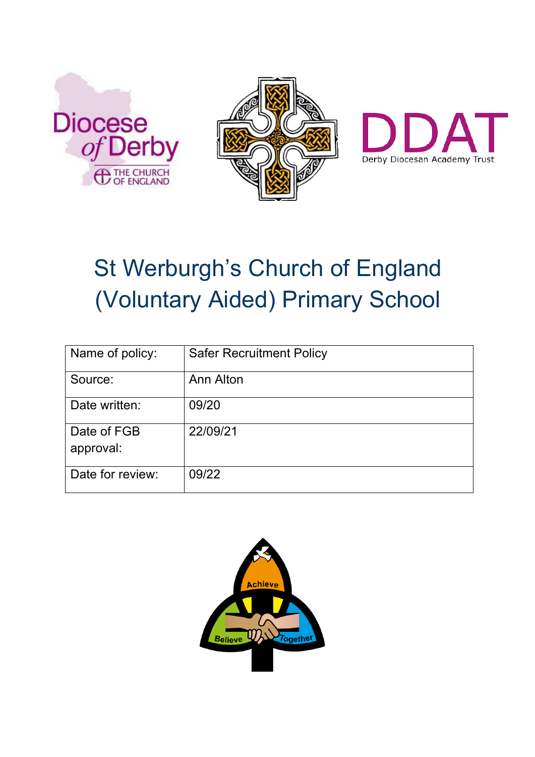# St Werburgh's Church of England (Voluntary Aided) Primary School

| Name of policy: | Safer Recruitment Policy |
| --- | --- |
| Source: | Ann Alton |
| Date written: | 09/20 |
| Date of FGB approval: | 22/09/21 |
| Date for review: | 09/22 |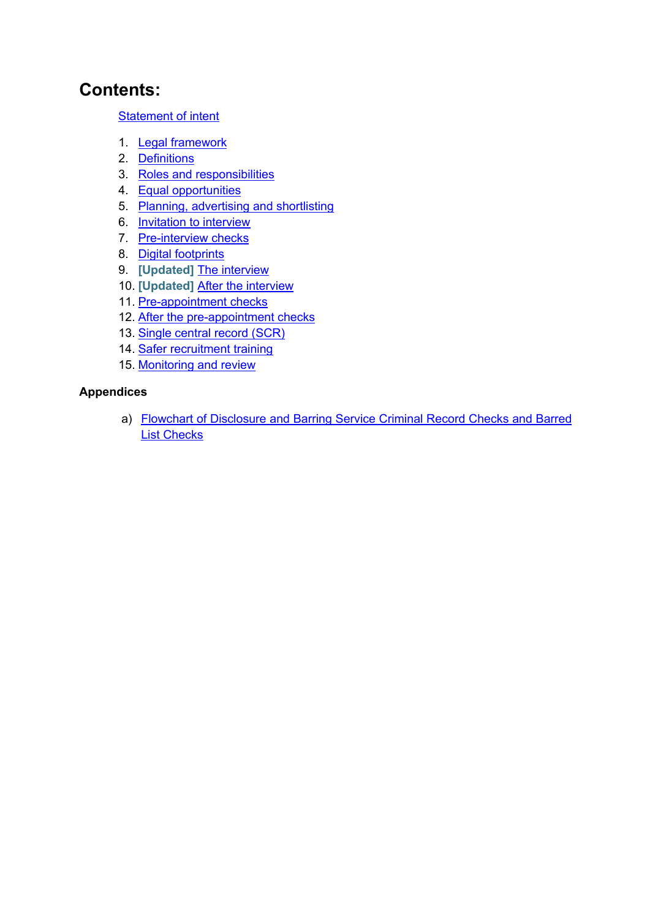# Contents:

Statement of intent

1. Legal framework
2. Definitions
3. Roles and responsibilities
4. Equal opportunities
5. Planning, advertising and shortlisting
6. Invitation to interview
7. Pre-interview checks
8. Digital footprints
9. **[Updated]** The interview
10. **[Updated]** After the interview
11. Pre-appointment checks
12. After the pre-appointment checks
13. Single central record (SCR)
14. Safer recruitment training
15. Monitoring and review

**Appendices**

a) Flowchart of Disclosure and Barring Service Criminal Record Checks and Barred List Checks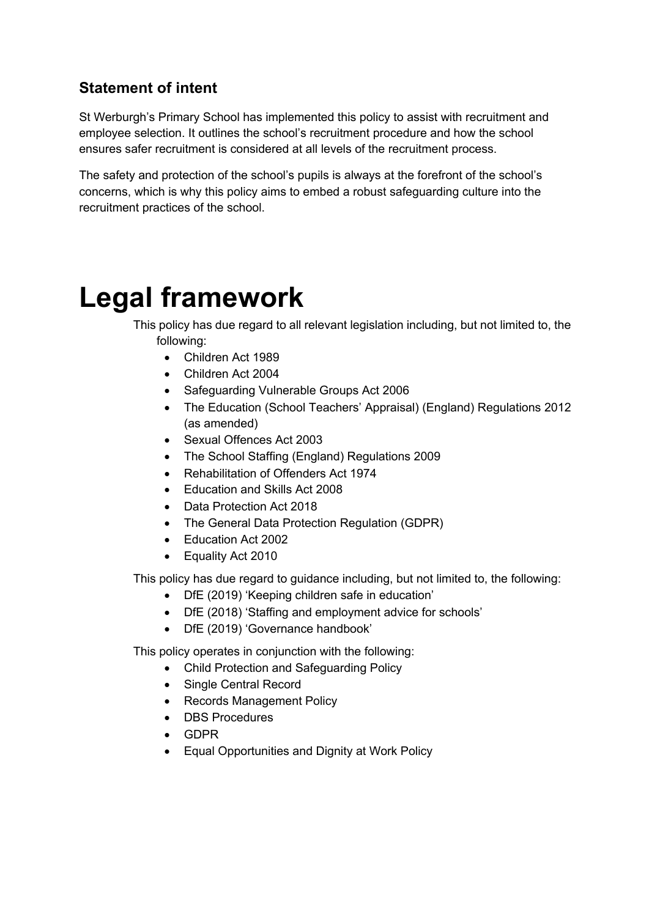## Statement of intent

St Werburgh's Primary School has implemented this policy to assist with recruitment and employee selection. It outlines the school's recruitment procedure and how the school ensures safer recruitment is considered at all levels of the recruitment process.

The safety and protection of the school's pupils is always at the forefront of the school's concerns, which is why this policy aims to embed a robust safeguarding culture into the recruitment practices of the school.

# Legal framework

This policy has due regard to all relevant legislation including, but not limited to, the following:

- Children Act 1989
- Children Act 2004
- Safeguarding Vulnerable Groups Act 2006
- The Education (School Teachers' Appraisal) (England) Regulations 2012 (as amended)
- Sexual Offences Act 2003
- The School Staffing (England) Regulations 2009
- Rehabilitation of Offenders Act 1974
- Education and Skills Act 2008
- Data Protection Act 2018
- The General Data Protection Regulation (GDPR)
- Education Act 2002
- Equality Act 2010

This policy has due regard to guidance including, but not limited to, the following:

- DfE (2019) 'Keeping children safe in education'
- DfE (2018) 'Staffing and employment advice for schools'
- DfE (2019) 'Governance handbook'

This policy operates in conjunction with the following:

- Child Protection and Safeguarding Policy
- Single Central Record
- Records Management Policy
- DBS Procedures
- GDPR
- Equal Opportunities and Dignity at Work Policy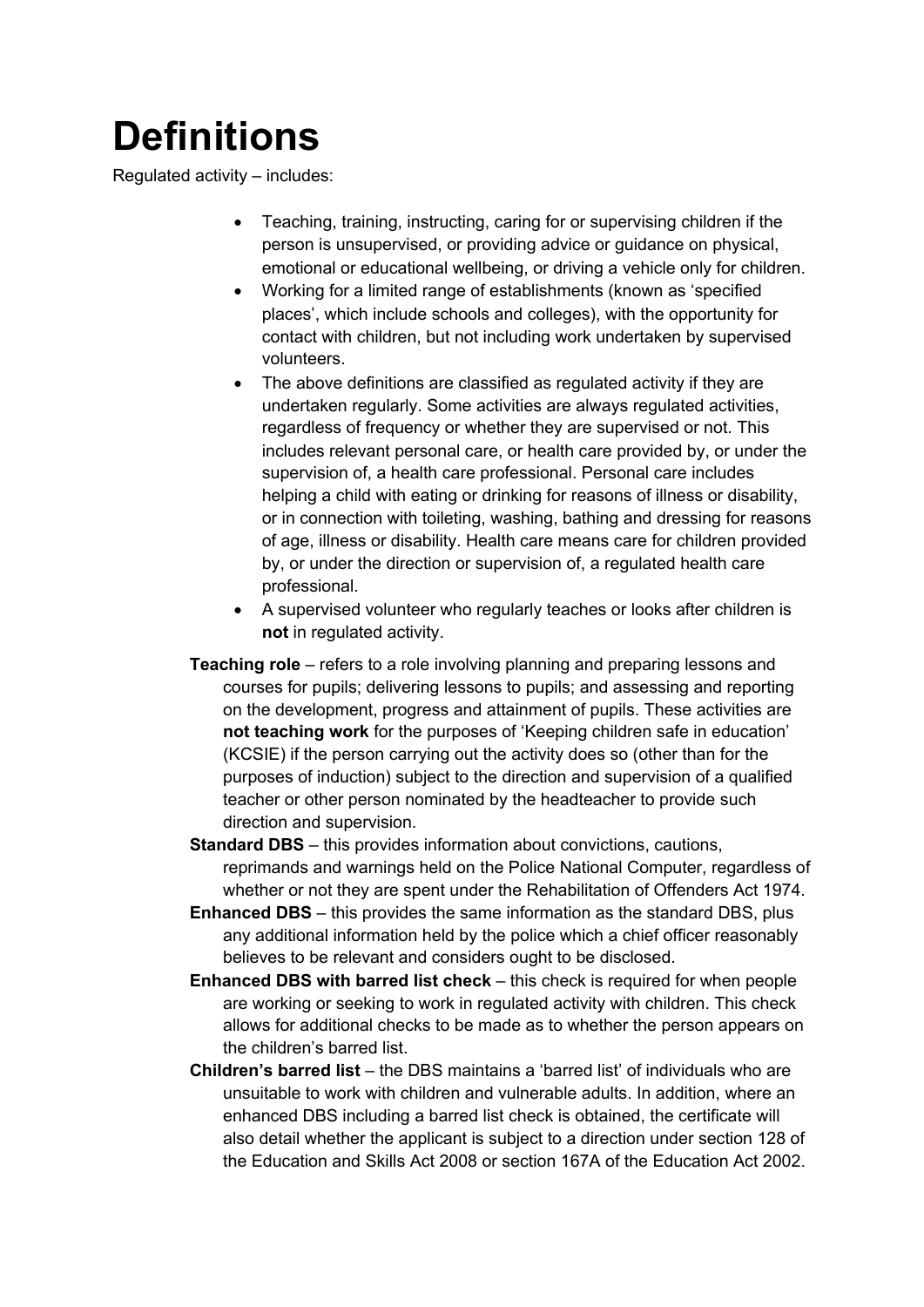# Definitions

Regulated activity – includes:

- Teaching, training, instructing, caring for or supervising children if the person is unsupervised, or providing advice or guidance on physical, emotional or educational wellbeing, or driving a vehicle only for children.
- Working for a limited range of establishments (known as 'specified places', which include schools and colleges), with the opportunity for contact with children, but not including work undertaken by supervised volunteers.
- The above definitions are classified as regulated activity if they are undertaken regularly. Some activities are always regulated activities, regardless of frequency or whether they are supervised or not. This includes relevant personal care, or health care provided by, or under the supervision of, a health care professional. Personal care includes helping a child with eating or drinking for reasons of illness or disability, or in connection with toileting, washing, bathing and dressing for reasons of age, illness or disability. Health care means care for children provided by, or under the direction or supervision of, a regulated health care professional.
- A supervised volunteer who regularly teaches or looks after children is **not** in regulated activity.

**Teaching role** – refers to a role involving planning and preparing lessons and courses for pupils; delivering lessons to pupils; and assessing and reporting on the development, progress and attainment of pupils. These activities are **not teaching work** for the purposes of 'Keeping children safe in education' (KCSIE) if the person carrying out the activity does so (other than for the purposes of induction) subject to the direction and supervision of a qualified teacher or other person nominated by the headteacher to provide such direction and supervision.

**Standard DBS** – this provides information about convictions, cautions, reprimands and warnings held on the Police National Computer, regardless of whether or not they are spent under the Rehabilitation of Offenders Act 1974.

**Enhanced DBS** – this provides the same information as the standard DBS, plus any additional information held by the police which a chief officer reasonably believes to be relevant and considers ought to be disclosed.

**Enhanced DBS with barred list check** – this check is required for when people are working or seeking to work in regulated activity with children. This check allows for additional checks to be made as to whether the person appears on the children's barred list.

**Children's barred list** – the DBS maintains a 'barred list' of individuals who are unsuitable to work with children and vulnerable adults. In addition, where an enhanced DBS including a barred list check is obtained, the certificate will also detail whether the applicant is subject to a direction under section 128 of the Education and Skills Act 2008 or section 167A of the Education Act 2002.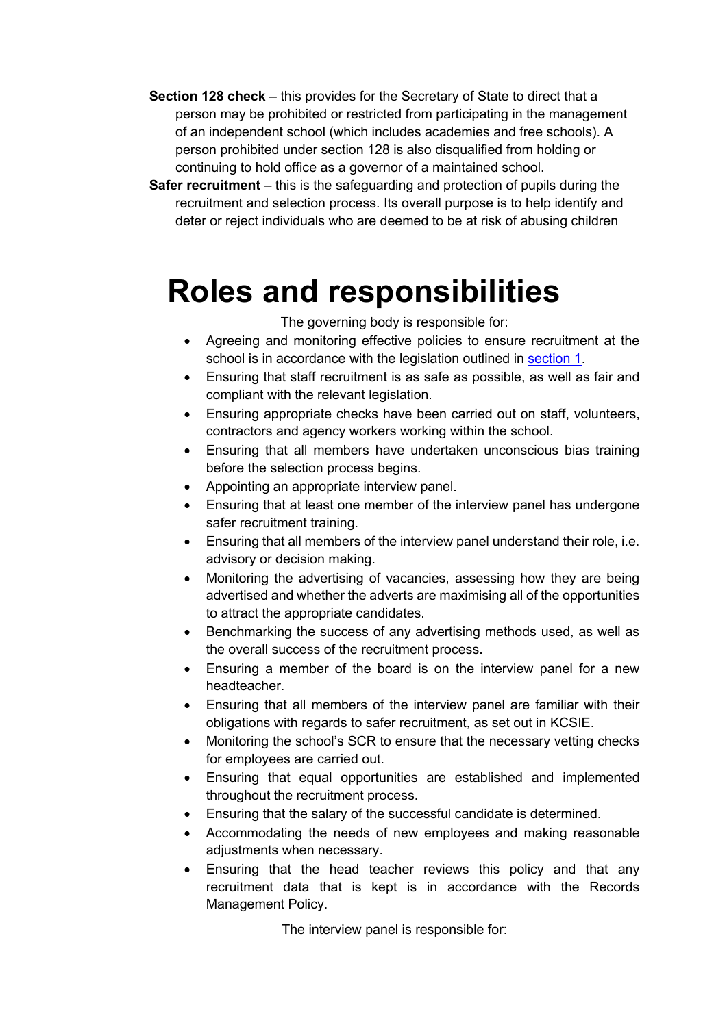**Section 128 check** – this provides for the Secretary of State to direct that a person may be prohibited or restricted from participating in the management of an independent school (which includes academies and free schools). A person prohibited under section 128 is also disqualified from holding or continuing to hold office as a governor of a maintained school.

**Safer recruitment** – this is the safeguarding and protection of pupils during the recruitment and selection process. Its overall purpose is to help identify and deter or reject individuals who are deemed to be at risk of abusing children

# Roles and responsibilities

The governing body is responsible for:

- Agreeing and monitoring effective policies to ensure recruitment at the school is in accordance with the legislation outlined in [section 1](#).
- Ensuring that staff recruitment is as safe as possible, as well as fair and compliant with the relevant legislation.
- Ensuring appropriate checks have been carried out on staff, volunteers, contractors and agency workers working within the school.
- Ensuring that all members have undertaken unconscious bias training before the selection process begins.
- Appointing an appropriate interview panel.
- Ensuring that at least one member of the interview panel has undergone safer recruitment training.
- Ensuring that all members of the interview panel understand their role, i.e. advisory or decision making.
- Monitoring the advertising of vacancies, assessing how they are being advertised and whether the adverts are maximising all of the opportunities to attract the appropriate candidates.
- Benchmarking the success of any advertising methods used, as well as the overall success of the recruitment process.
- Ensuring a member of the board is on the interview panel for a new headteacher.
- Ensuring that all members of the interview panel are familiar with their obligations with regards to safer recruitment, as set out in KCSIE.
- Monitoring the school's SCR to ensure that the necessary vetting checks for employees are carried out.
- Ensuring that equal opportunities are established and implemented throughout the recruitment process.
- Ensuring that the salary of the successful candidate is determined.
- Accommodating the needs of new employees and making reasonable adjustments when necessary.
- Ensuring that the head teacher reviews this policy and that any recruitment data that is kept is in accordance with the Records Management Policy.

The interview panel is responsible for: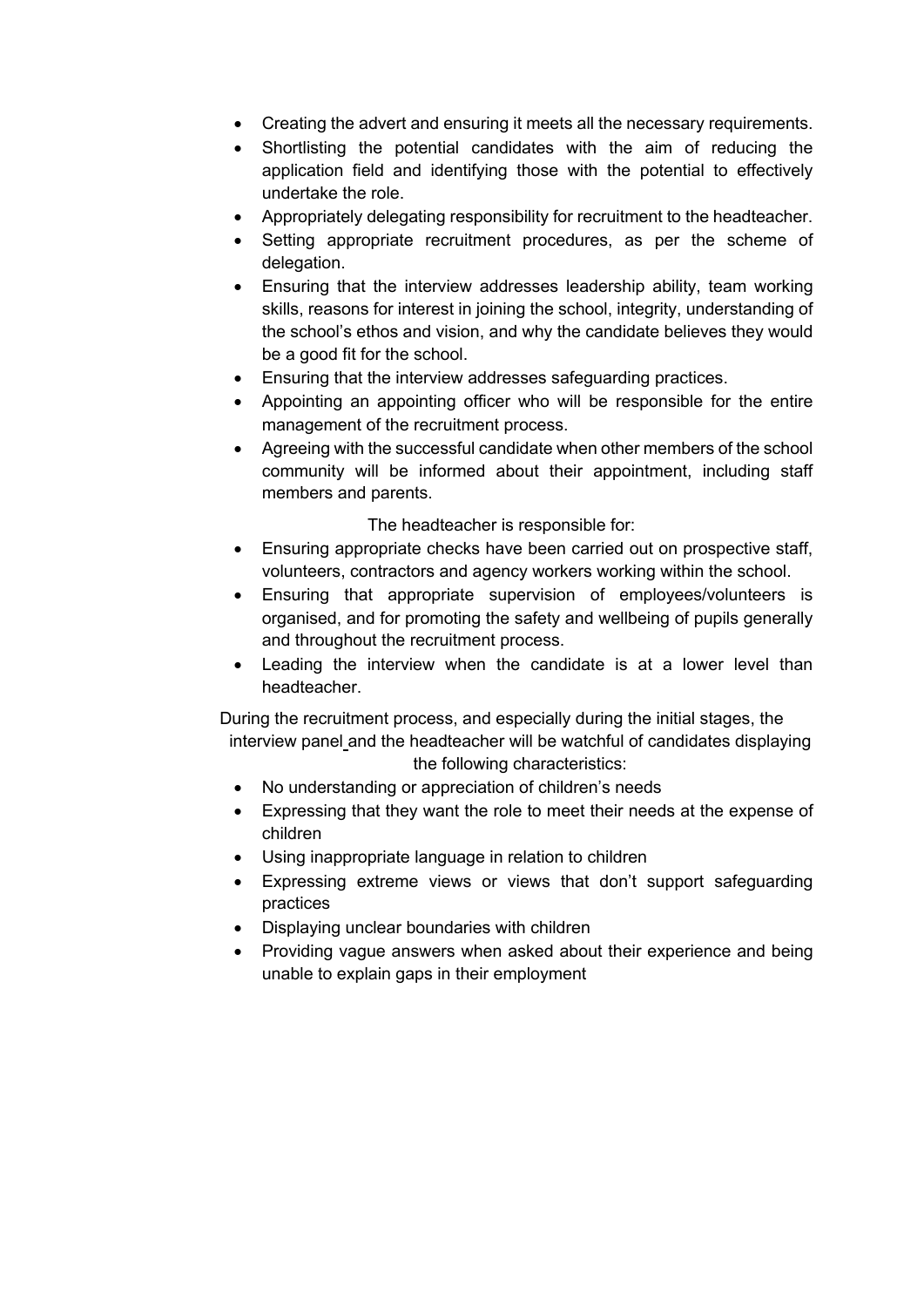- Creating the advert and ensuring it meets all the necessary requirements.
- Shortlisting the potential candidates with the aim of reducing the application field and identifying those with the potential to effectively undertake the role.
- Appropriately delegating responsibility for recruitment to the headteacher.
- Setting appropriate recruitment procedures, as per the scheme of delegation.
- Ensuring that the interview addresses leadership ability, team working skills, reasons for interest in joining the school, integrity, understanding of the school's ethos and vision, and why the candidate believes they would be a good fit for the school.
- Ensuring that the interview addresses safeguarding practices.
- Appointing an appointing officer who will be responsible for the entire management of the recruitment process.
- Agreeing with the successful candidate when other members of the school community will be informed about their appointment, including staff members and parents.

The headteacher is responsible for:

- Ensuring appropriate checks have been carried out on prospective staff, volunteers, contractors and agency workers working within the school.
- Ensuring that appropriate supervision of employees/volunteers is organised, and for promoting the safety and wellbeing of pupils generally and throughout the recruitment process.
- Leading the interview when the candidate is at a lower level than headteacher.

During the recruitment process, and especially during the initial stages, the interview panel and the headteacher will be watchful of candidates displaying the following characteristics:

- No understanding or appreciation of children's needs
- Expressing that they want the role to meet their needs at the expense of children
- Using inappropriate language in relation to children
- Expressing extreme views or views that don't support safeguarding practices
- Displaying unclear boundaries with children
- Providing vague answers when asked about their experience and being unable to explain gaps in their employment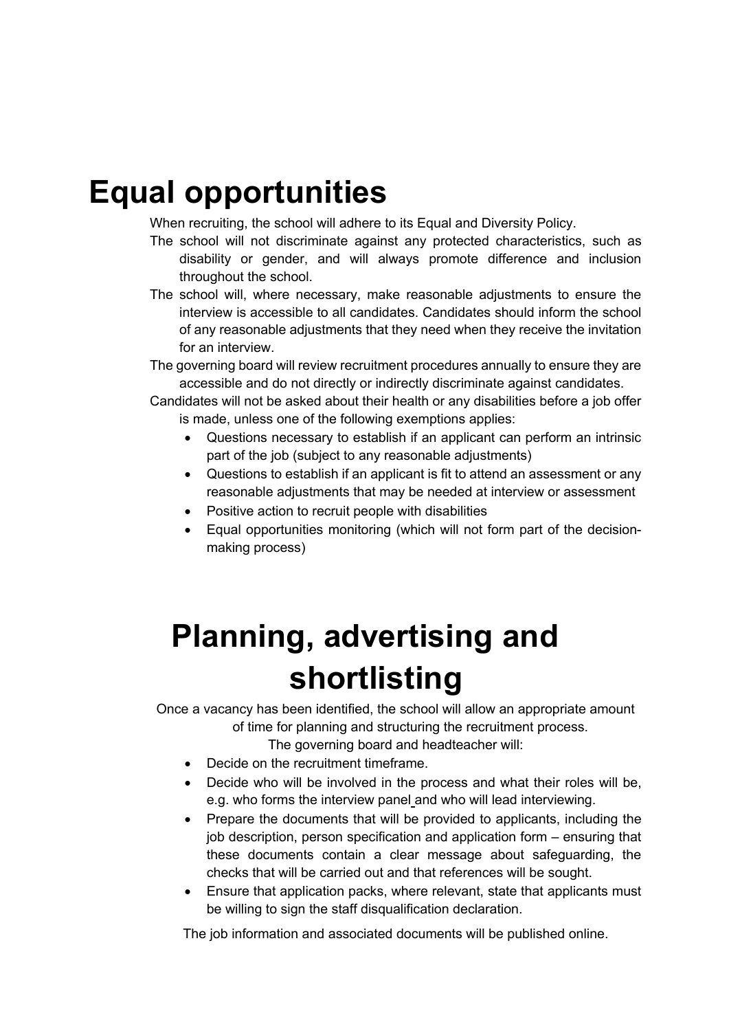# Equal opportunities

When recruiting, the school will adhere to its Equal and Diversity Policy.

The school will not discriminate against any protected characteristics, such as disability or gender, and will always promote difference and inclusion throughout the school.

The school will, where necessary, make reasonable adjustments to ensure the interview is accessible to all candidates. Candidates should inform the school of any reasonable adjustments that they need when they receive the invitation for an interview.

The governing board will review recruitment procedures annually to ensure they are accessible and do not directly or indirectly discriminate against candidates.

Candidates will not be asked about their health or any disabilities before a job offer is made, unless one of the following exemptions applies:

- Questions necessary to establish if an applicant can perform an intrinsic part of the job (subject to any reasonable adjustments)
- Questions to establish if an applicant is fit to attend an assessment or any reasonable adjustments that may be needed at interview or assessment
- Positive action to recruit people with disabilities
- Equal opportunities monitoring (which will not form part of the decision-making process)

# Planning, advertising and shortlisting

Once a vacancy has been identified, the school will allow an appropriate amount of time for planning and structuring the recruitment process.

The governing board and headteacher will:

- Decide on the recruitment timeframe.
- Decide who will be involved in the process and what their roles will be, e.g. who forms the interview panel and who will lead interviewing.
- Prepare the documents that will be provided to applicants, including the job description, person specification and application form – ensuring that these documents contain a clear message about safeguarding, the checks that will be carried out and that references will be sought.
- Ensure that application packs, where relevant, state that applicants must be willing to sign the staff disqualification declaration.

The job information and associated documents will be published online.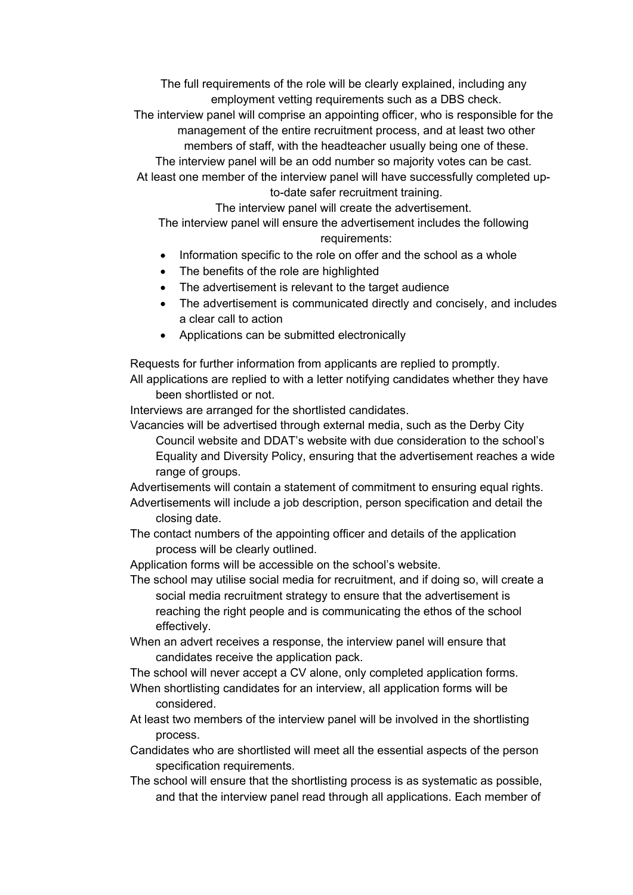The full requirements of the role will be clearly explained, including any employment vetting requirements such as a DBS check.

The interview panel will comprise an appointing officer, who is responsible for the management of the entire recruitment process, and at least two other members of staff, with the headteacher usually being one of these.

The interview panel will be an odd number so majority votes can be cast.

At least one member of the interview panel will have successfully completed up-to-date safer recruitment training.

The interview panel will create the advertisement.

The interview panel will ensure the advertisement includes the following requirements:

- Information specific to the role on offer and the school as a whole
- The benefits of the role are highlighted
- The advertisement is relevant to the target audience
- The advertisement is communicated directly and concisely, and includes a clear call to action
- Applications can be submitted electronically

Requests for further information from applicants are replied to promptly.

All applications are replied to with a letter notifying candidates whether they have been shortlisted or not.

Interviews are arranged for the shortlisted candidates.

Vacancies will be advertised through external media, such as the Derby City Council website and DDAT's website with due consideration to the school's Equality and Diversity Policy, ensuring that the advertisement reaches a wide range of groups.

Advertisements will contain a statement of commitment to ensuring equal rights.

Advertisements will include a job description, person specification and detail the closing date.

The contact numbers of the appointing officer and details of the application process will be clearly outlined.

Application forms will be accessible on the school's website.

The school may utilise social media for recruitment, and if doing so, will create a social media recruitment strategy to ensure that the advertisement is reaching the right people and is communicating the ethos of the school effectively.

When an advert receives a response, the interview panel will ensure that candidates receive the application pack.

The school will never accept a CV alone, only completed application forms.

When shortlisting candidates for an interview, all application forms will be considered.

At least two members of the interview panel will be involved in the shortlisting process.

Candidates who are shortlisted will meet all the essential aspects of the person specification requirements.

The school will ensure that the shortlisting process is as systematic as possible, and that the interview panel read through all applications. Each member of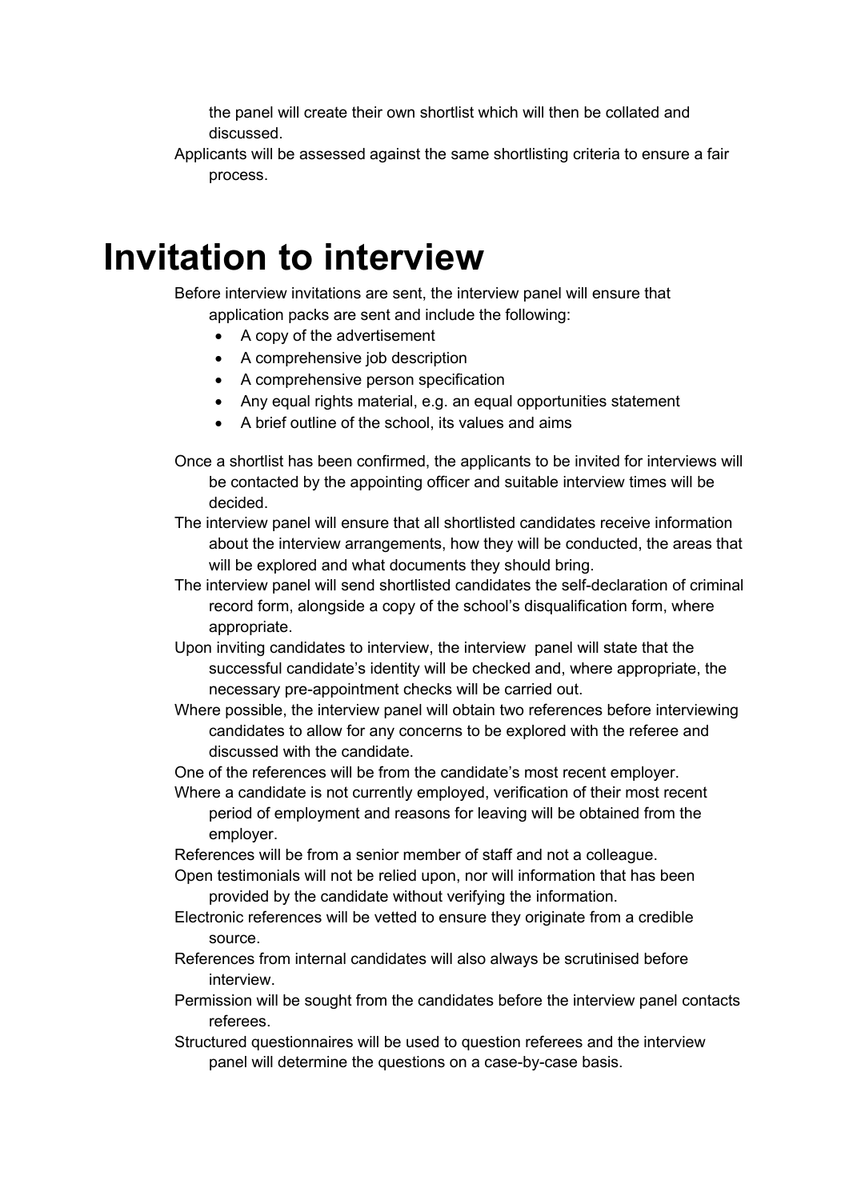the panel will create their own shortlist which will then be collated and discussed.

Applicants will be assessed against the same shortlisting criteria to ensure a fair process.

# Invitation to interview

Before interview invitations are sent, the interview panel will ensure that application packs are sent and include the following:

- A copy of the advertisement
- A comprehensive job description
- A comprehensive person specification
- Any equal rights material, e.g. an equal opportunities statement
- A brief outline of the school, its values and aims

Once a shortlist has been confirmed, the applicants to be invited for interviews will be contacted by the appointing officer and suitable interview times will be decided.

The interview panel will ensure that all shortlisted candidates receive information about the interview arrangements, how they will be conducted, the areas that will be explored and what documents they should bring.

The interview panel will send shortlisted candidates the self-declaration of criminal record form, alongside a copy of the school's disqualification form, where appropriate.

Upon inviting candidates to interview, the interview panel will state that the successful candidate's identity will be checked and, where appropriate, the necessary pre-appointment checks will be carried out.

Where possible, the interview panel will obtain two references before interviewing candidates to allow for any concerns to be explored with the referee and discussed with the candidate.

One of the references will be from the candidate's most recent employer.

Where a candidate is not currently employed, verification of their most recent period of employment and reasons for leaving will be obtained from the employer.

References will be from a senior member of staff and not a colleague.

Open testimonials will not be relied upon, nor will information that has been provided by the candidate without verifying the information.

Electronic references will be vetted to ensure they originate from a credible source.

References from internal candidates will also always be scrutinised before interview.

Permission will be sought from the candidates before the interview panel contacts referees.

Structured questionnaires will be used to question referees and the interview panel will determine the questions on a case-by-case basis.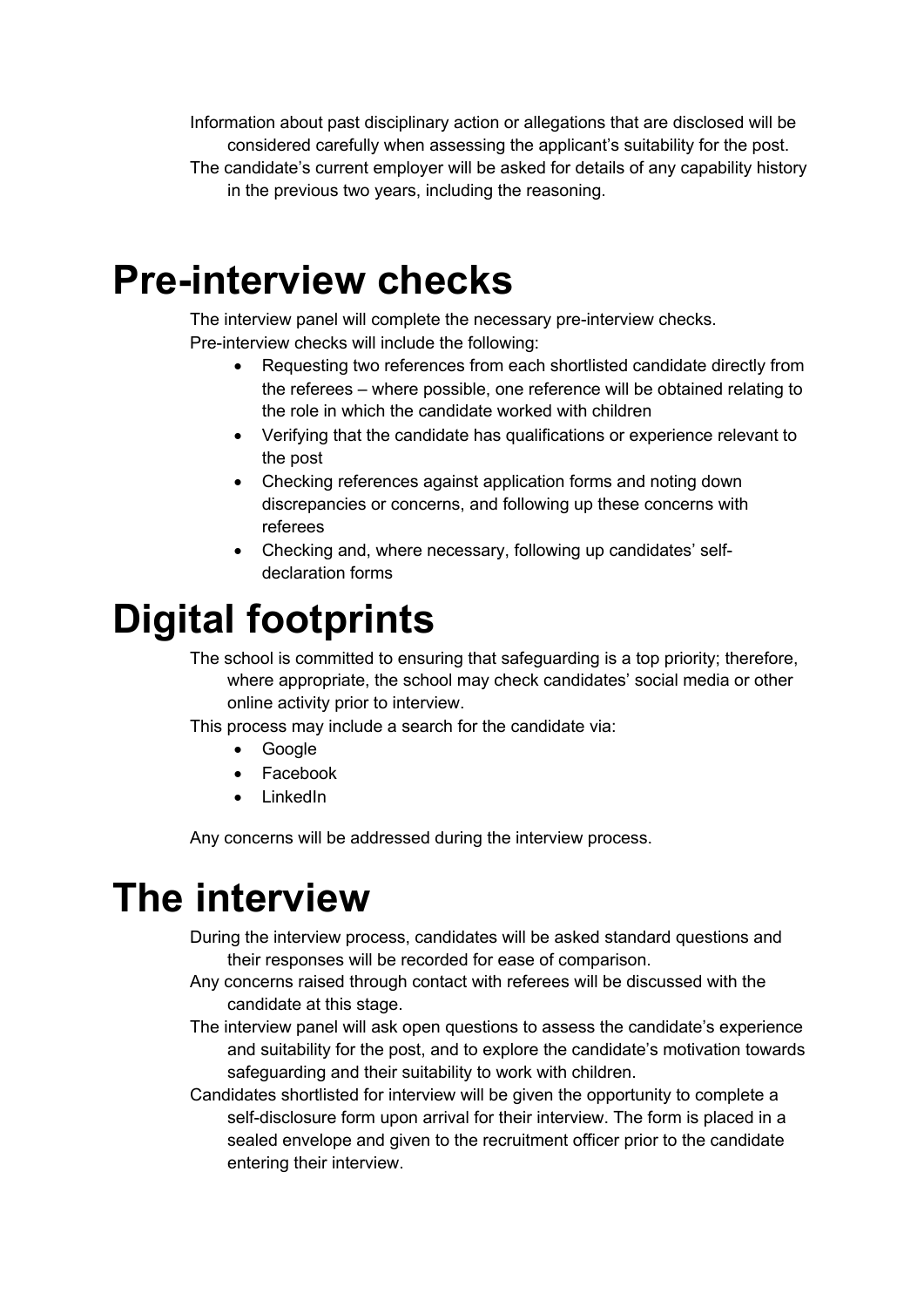Information about past disciplinary action or allegations that are disclosed will be considered carefully when assessing the applicant's suitability for the post.

The candidate's current employer will be asked for details of any capability history in the previous two years, including the reasoning.

# Pre-interview checks

The interview panel will complete the necessary pre-interview checks.

Pre-interview checks will include the following:

- Requesting two references from each shortlisted candidate directly from the referees – where possible, one reference will be obtained relating to the role in which the candidate worked with children
- Verifying that the candidate has qualifications or experience relevant to the post
- Checking references against application forms and noting down discrepancies or concerns, and following up these concerns with referees
- Checking and, where necessary, following up candidates' self-declaration forms

# Digital footprints

The school is committed to ensuring that safeguarding is a top priority; therefore, where appropriate, the school may check candidates' social media or other online activity prior to interview.

This process may include a search for the candidate via:

- Google
- Facebook
- LinkedIn

Any concerns will be addressed during the interview process.

# The interview

During the interview process, candidates will be asked standard questions and their responses will be recorded for ease of comparison.

Any concerns raised through contact with referees will be discussed with the candidate at this stage.

The interview panel will ask open questions to assess the candidate's experience and suitability for the post, and to explore the candidate's motivation towards safeguarding and their suitability to work with children.

Candidates shortlisted for interview will be given the opportunity to complete a self-disclosure form upon arrival for their interview. The form is placed in a sealed envelope and given to the recruitment officer prior to the candidate entering their interview.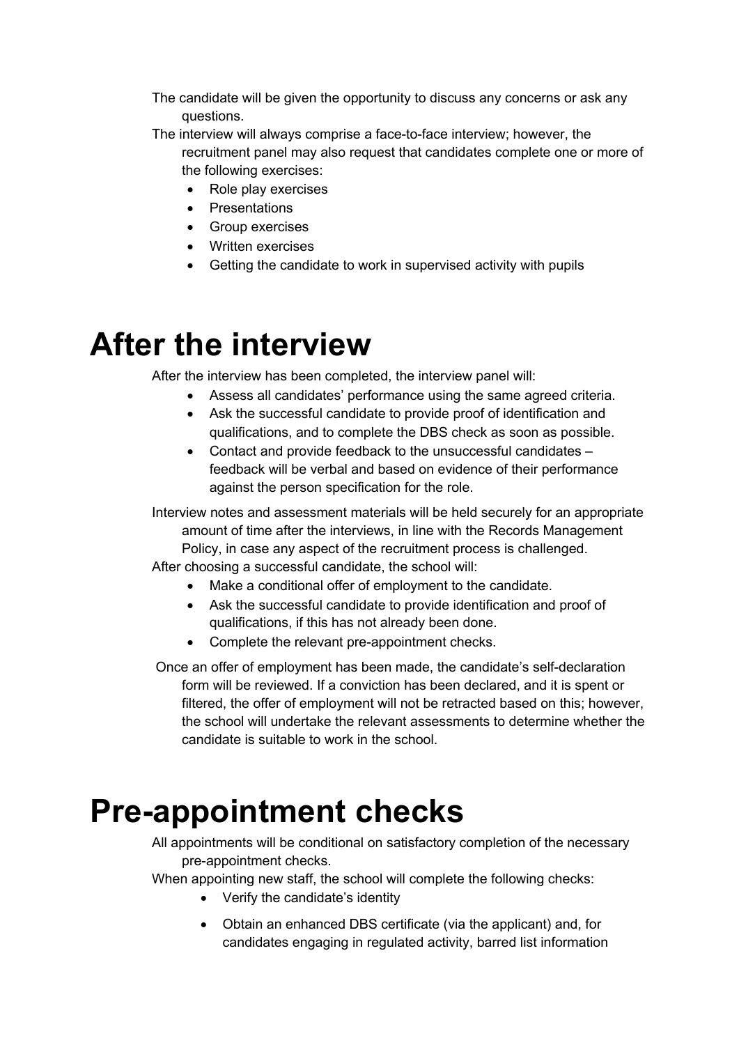The candidate will be given the opportunity to discuss any concerns or ask any questions.

The interview will always comprise a face-to-face interview; however, the recruitment panel may also request that candidates complete one or more of the following exercises:

- Role play exercises
- Presentations
- Group exercises
- Written exercises
- Getting the candidate to work in supervised activity with pupils

# After the interview

After the interview has been completed, the interview panel will:

- Assess all candidates' performance using the same agreed criteria.
- Ask the successful candidate to provide proof of identification and qualifications, and to complete the DBS check as soon as possible.
- Contact and provide feedback to the unsuccessful candidates – feedback will be verbal and based on evidence of their performance against the person specification for the role.

Interview notes and assessment materials will be held securely for an appropriate amount of time after the interviews, in line with the Records Management Policy, in case any aspect of the recruitment process is challenged.

After choosing a successful candidate, the school will:

- Make a conditional offer of employment to the candidate.
- Ask the successful candidate to provide identification and proof of qualifications, if this has not already been done.
- Complete the relevant pre-appointment checks.

Once an offer of employment has been made, the candidate's self-declaration form will be reviewed. If a conviction has been declared, and it is spent or filtered, the offer of employment will not be retracted based on this; however, the school will undertake the relevant assessments to determine whether the candidate is suitable to work in the school.

# Pre-appointment checks

All appointments will be conditional on satisfactory completion of the necessary pre-appointment checks.

When appointing new staff, the school will complete the following checks:

- Verify the candidate's identity
- Obtain an enhanced DBS certificate (via the applicant) and, for candidates engaging in regulated activity, barred list information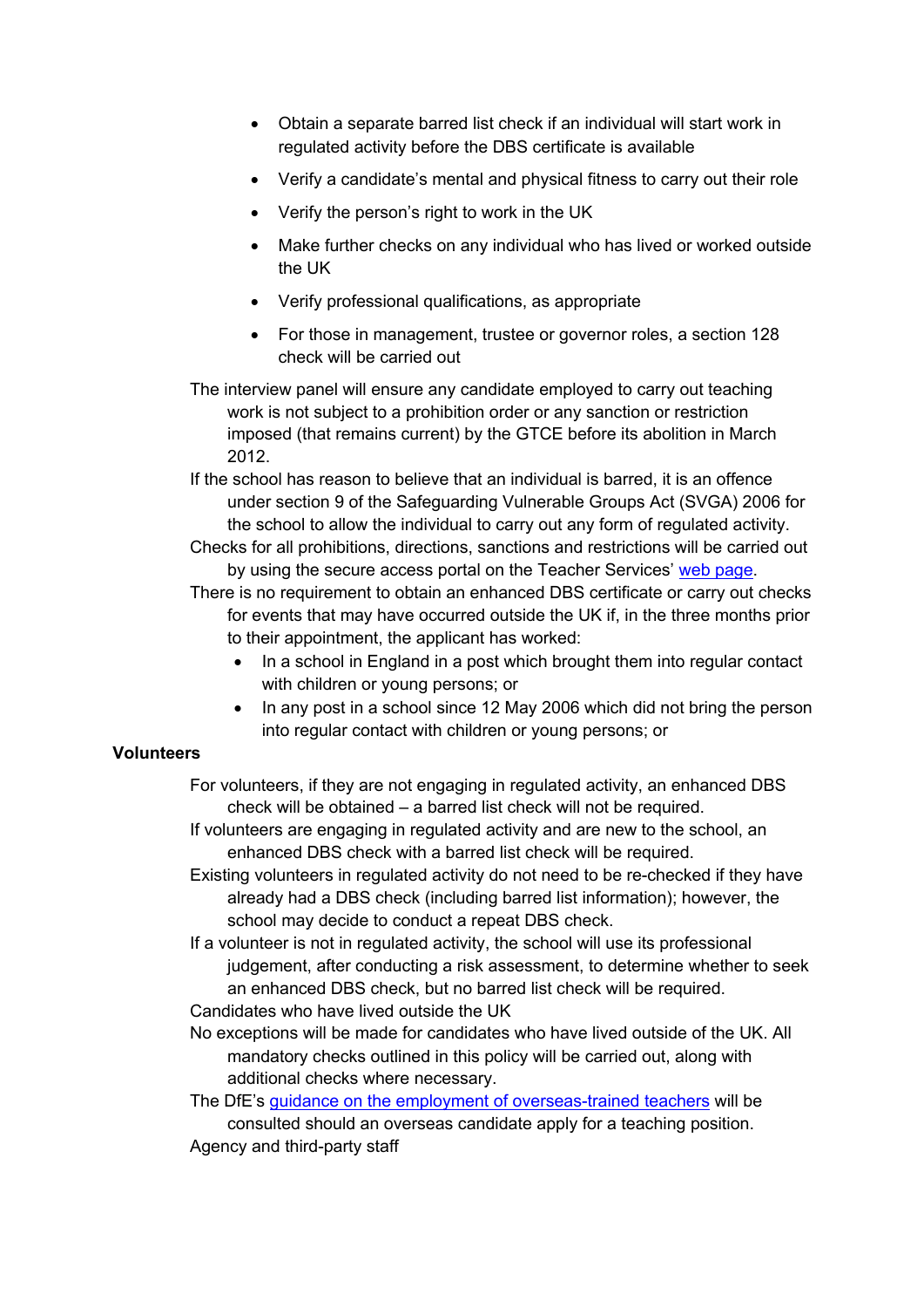- Obtain a separate barred list check if an individual will start work in regulated activity before the DBS certificate is available
- Verify a candidate's mental and physical fitness to carry out their role
- Verify the person's right to work in the UK
- Make further checks on any individual who has lived or worked outside the UK
- Verify professional qualifications, as appropriate
- For those in management, trustee or governor roles, a section 128 check will be carried out

The interview panel will ensure any candidate employed to carry out teaching work is not subject to a prohibition order or any sanction or restriction imposed (that remains current) by the GTCE before its abolition in March 2012.

If the school has reason to believe that an individual is barred, it is an offence under section 9 of the Safeguarding Vulnerable Groups Act (SVGA) 2006 for the school to allow the individual to carry out any form of regulated activity.

Checks for all prohibitions, directions, sanctions and restrictions will be carried out by using the secure access portal on the Teacher Services' [web page](web page).

There is no requirement to obtain an enhanced DBS certificate or carry out checks for events that may have occurred outside the UK if, in the three months prior to their appointment, the applicant has worked:

- In a school in England in a post which brought them into regular contact with children or young persons; or
- In any post in a school since 12 May 2006 which did not bring the person into regular contact with children or young persons; or

**Volunteers**

For volunteers, if they are not engaging in regulated activity, an enhanced DBS check will be obtained – a barred list check will not be required.

If volunteers are engaging in regulated activity and are new to the school, an enhanced DBS check with a barred list check will be required.

Existing volunteers in regulated activity do not need to be re-checked if they have already had a DBS check (including barred list information); however, the school may decide to conduct a repeat DBS check.

If a volunteer is not in regulated activity, the school will use its professional judgement, after conducting a risk assessment, to determine whether to seek an enhanced DBS check, but no barred list check will be required.

Candidates who have lived outside the UK

No exceptions will be made for candidates who have lived outside of the UK. All mandatory checks outlined in this policy will be carried out, along with additional checks where necessary.

The DfE's guidance on the employment of overseas-trained teachers will be consulted should an overseas candidate apply for a teaching position.

Agency and third-party staff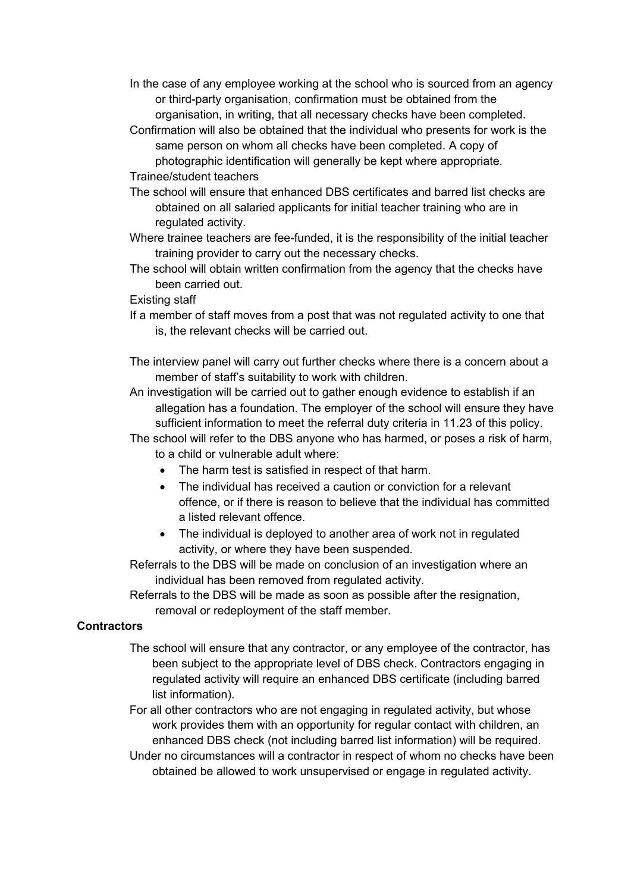In the case of any employee working at the school who is sourced from an agency or third-party organisation, confirmation must be obtained from the organisation, in writing, that all necessary checks have been completed.

Confirmation will also be obtained that the individual who presents for work is the same person on whom all checks have been completed. A copy of photographic identification will generally be kept where appropriate.

Trainee/student teachers

The school will ensure that enhanced DBS certificates and barred list checks are obtained on all salaried applicants for initial teacher training who are in regulated activity.

Where trainee teachers are fee-funded, it is the responsibility of the initial teacher training provider to carry out the necessary checks.

The school will obtain written confirmation from the agency that the checks have been carried out.

Existing staff

If a member of staff moves from a post that was not regulated activity to one that is, the relevant checks will be carried out.

The interview panel will carry out further checks where there is a concern about a member of staff's suitability to work with children.

An investigation will be carried out to gather enough evidence to establish if an allegation has a foundation. The employer of the school will ensure they have sufficient information to meet the referral duty criteria in 11.23 of this policy.

The school will refer to the DBS anyone who has harmed, or poses a risk of harm, to a child or vulnerable adult where:

- The harm test is satisfied in respect of that harm.
- The individual has received a caution or conviction for a relevant offence, or if there is reason to believe that the individual has committed a listed relevant offence.
- The individual is deployed to another area of work not in regulated activity, or where they have been suspended.

Referrals to the DBS will be made on conclusion of an investigation where an individual has been removed from regulated activity.

Referrals to the DBS will be made as soon as possible after the resignation, removal or redeployment of the staff member.

**Contractors**

The school will ensure that any contractor, or any employee of the contractor, has been subject to the appropriate level of DBS check. Contractors engaging in regulated activity will require an enhanced DBS certificate (including barred list information).

For all other contractors who are not engaging in regulated activity, but whose work provides them with an opportunity for regular contact with children, an enhanced DBS check (not including barred list information) will be required.

Under no circumstances will a contractor in respect of whom no checks have been obtained be allowed to work unsupervised or engage in regulated activity.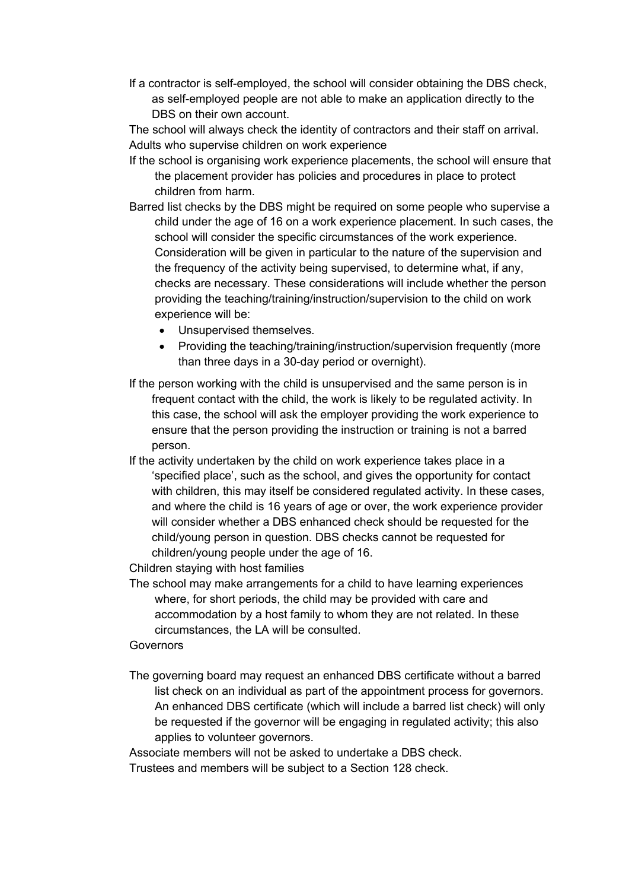If a contractor is self-employed, the school will consider obtaining the DBS check, as self-employed people are not able to make an application directly to the DBS on their own account.

The school will always check the identity of contractors and their staff on arrival.

### Adults who supervise children on work experience

If the school is organising work experience placements, the school will ensure that the placement provider has policies and procedures in place to protect children from harm.

Barred list checks by the DBS might be required on some people who supervise a child under the age of 16 on a work experience placement. In such cases, the school will consider the specific circumstances of the work experience. Consideration will be given in particular to the nature of the supervision and the frequency of the activity being supervised, to determine what, if any, checks are necessary. These considerations will include whether the person providing the teaching/training/instruction/supervision to the child on work experience will be:

- Unsupervised themselves.
- Providing the teaching/training/instruction/supervision frequently (more than three days in a 30-day period or overnight).

If the person working with the child is unsupervised and the same person is in frequent contact with the child, the work is likely to be regulated activity. In this case, the school will ask the employer providing the work experience to ensure that the person providing the instruction or training is not a barred person.

If the activity undertaken by the child on work experience takes place in a 'specified place', such as the school, and gives the opportunity for contact with children, this may itself be considered regulated activity. In these cases, and where the child is 16 years of age or over, the work experience provider will consider whether a DBS enhanced check should be requested for the child/young person in question. DBS checks cannot be requested for children/young people under the age of 16.

### Children staying with host families

The school may make arrangements for a child to have learning experiences where, for short periods, the child may be provided with care and accommodation by a host family to whom they are not related. In these circumstances, the LA will be consulted.

### Governors

The governing board may request an enhanced DBS certificate without a barred list check on an individual as part of the appointment process for governors. An enhanced DBS certificate (which will include a barred list check) will only be requested if the governor will be engaging in regulated activity; this also applies to volunteer governors.

Associate members will not be asked to undertake a DBS check.

Trustees and members will be subject to a Section 128 check.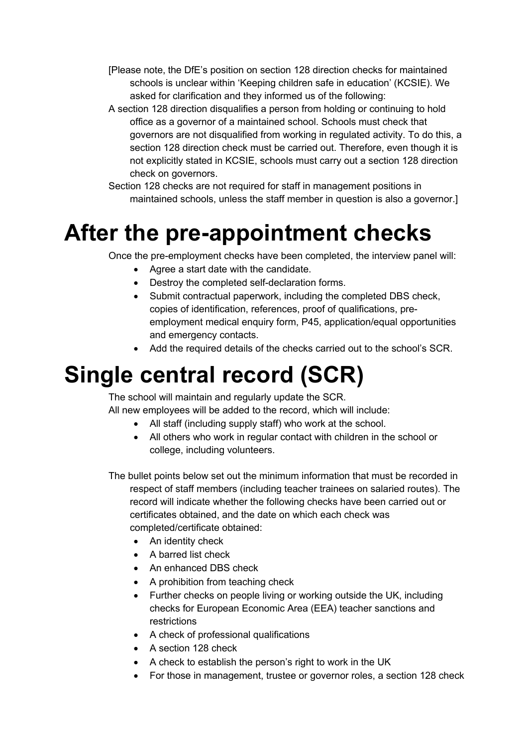[Please note, the DfE's position on section 128 direction checks for maintained schools is unclear within 'Keeping children safe in education' (KCSIE). We asked for clarification and they informed us of the following:

A section 128 direction disqualifies a person from holding or continuing to hold office as a governor of a maintained school. Schools must check that governors are not disqualified from working in regulated activity. To do this, a section 128 direction check must be carried out. Therefore, even though it is not explicitly stated in KCSIE, schools must carry out a section 128 direction check on governors.

Section 128 checks are not required for staff in management positions in maintained schools, unless the staff member in question is also a governor.]

# After the pre-appointment checks

Once the pre-employment checks have been completed, the interview panel will:

- Agree a start date with the candidate.
- Destroy the completed self-declaration forms.
- Submit contractual paperwork, including the completed DBS check, copies of identification, references, proof of qualifications, pre-employment medical enquiry form, P45, application/equal opportunities and emergency contacts.
- Add the required details of the checks carried out to the school's SCR.

# Single central record (SCR)

The school will maintain and regularly update the SCR.

All new employees will be added to the record, which will include:

- All staff (including supply staff) who work at the school.
- All others who work in regular contact with children in the school or college, including volunteers.

The bullet points below set out the minimum information that must be recorded in respect of staff members (including teacher trainees on salaried routes). The record will indicate whether the following checks have been carried out or certificates obtained, and the date on which each check was completed/certificate obtained:

- An identity check
- A barred list check
- An enhanced DBS check
- A prohibition from teaching check
- Further checks on people living or working outside the UK, including checks for European Economic Area (EEA) teacher sanctions and restrictions
- A check of professional qualifications
- A section 128 check
- A check to establish the person's right to work in the UK
- For those in management, trustee or governor roles, a section 128 check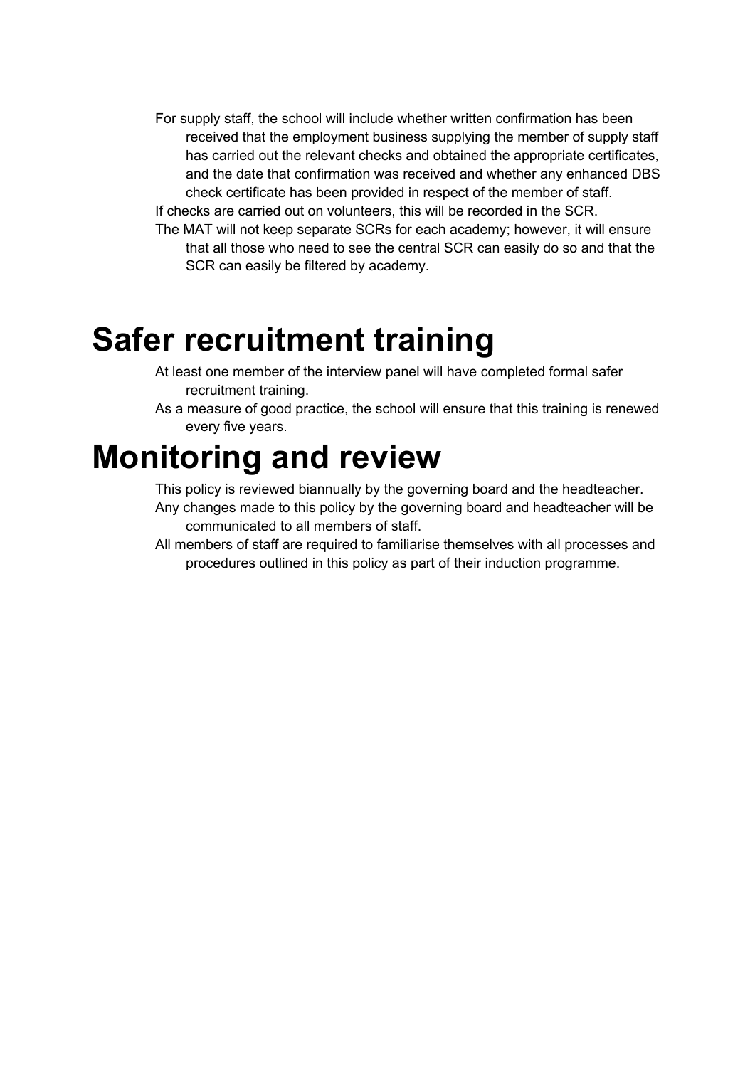For supply staff, the school will include whether written confirmation has been received that the employment business supplying the member of supply staff has carried out the relevant checks and obtained the appropriate certificates, and the date that confirmation was received and whether any enhanced DBS check certificate has been provided in respect of the member of staff.

If checks are carried out on volunteers, this will be recorded in the SCR.

The MAT will not keep separate SCRs for each academy; however, it will ensure that all those who need to see the central SCR can easily do so and that the SCR can easily be filtered by academy.

# Safer recruitment training

At least one member of the interview panel will have completed formal safer recruitment training.

As a measure of good practice, the school will ensure that this training is renewed every five years.

# Monitoring and review

This policy is reviewed biannually by the governing board and the headteacher.

Any changes made to this policy by the governing board and headteacher will be communicated to all members of staff.

All members of staff are required to familiarise themselves with all processes and procedures outlined in this policy as part of their induction programme.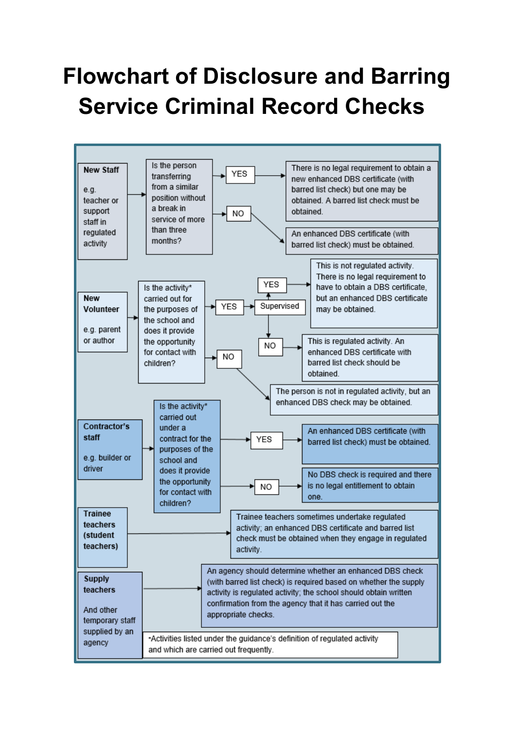# Flowchart of Disclosure and Barring Service Criminal Record Checks

**New Staff**

e.g. teacher or support staff in regulated activity

Is the person transferring from a similar position without a break in service of more than three months?

- **YES** → There is no legal requirement to obtain a new enhanced DBS certificate (with barred list check) but one may be obtained. A barred list check must be obtained.
- **NO** → An enhanced DBS certificate (with barred list check) must be obtained.

**New Volunteer**

e.g. parent or author

Is the activity* carried out for the purposes of the school and does it provide the opportunity for contact with children?

- **YES** → Supervised
  - **YES** → This is not regulated activity. There is no legal requirement to have to obtain a DBS certificate, but an enhanced DBS certificate may be obtained.
  - **NO** → This is regulated activity. An enhanced DBS certificate with barred list check should be obtained.
- **NO** → The person is not in regulated activity, but an enhanced DBS check may be obtained.

**Contractor's staff**

e.g. builder or driver

Is the activity* carried out under a contract for the purposes of the school and does it provide the opportunity for contact with children?

- **YES** → An enhanced DBS certificate (with barred list check) must be obtained.
- **NO** → No DBS check is required and there is no legal entitlement to obtain one.

**Trainee teachers (student teachers)**

→ Trainee teachers sometimes undertake regulated activity; an enhanced DBS certificate and barred list check must be obtained when they engage in regulated activity.

**Supply teachers**

And other temporary staff supplied by an agency

→ An agency should determine whether an enhanced DBS check (with barred list check) is required based on whether the supply activity is regulated activity; the school should obtain written confirmation from the agency that it has carried out the appropriate checks.

*Activities listed under the guidance's definition of regulated activity and which are carried out frequently.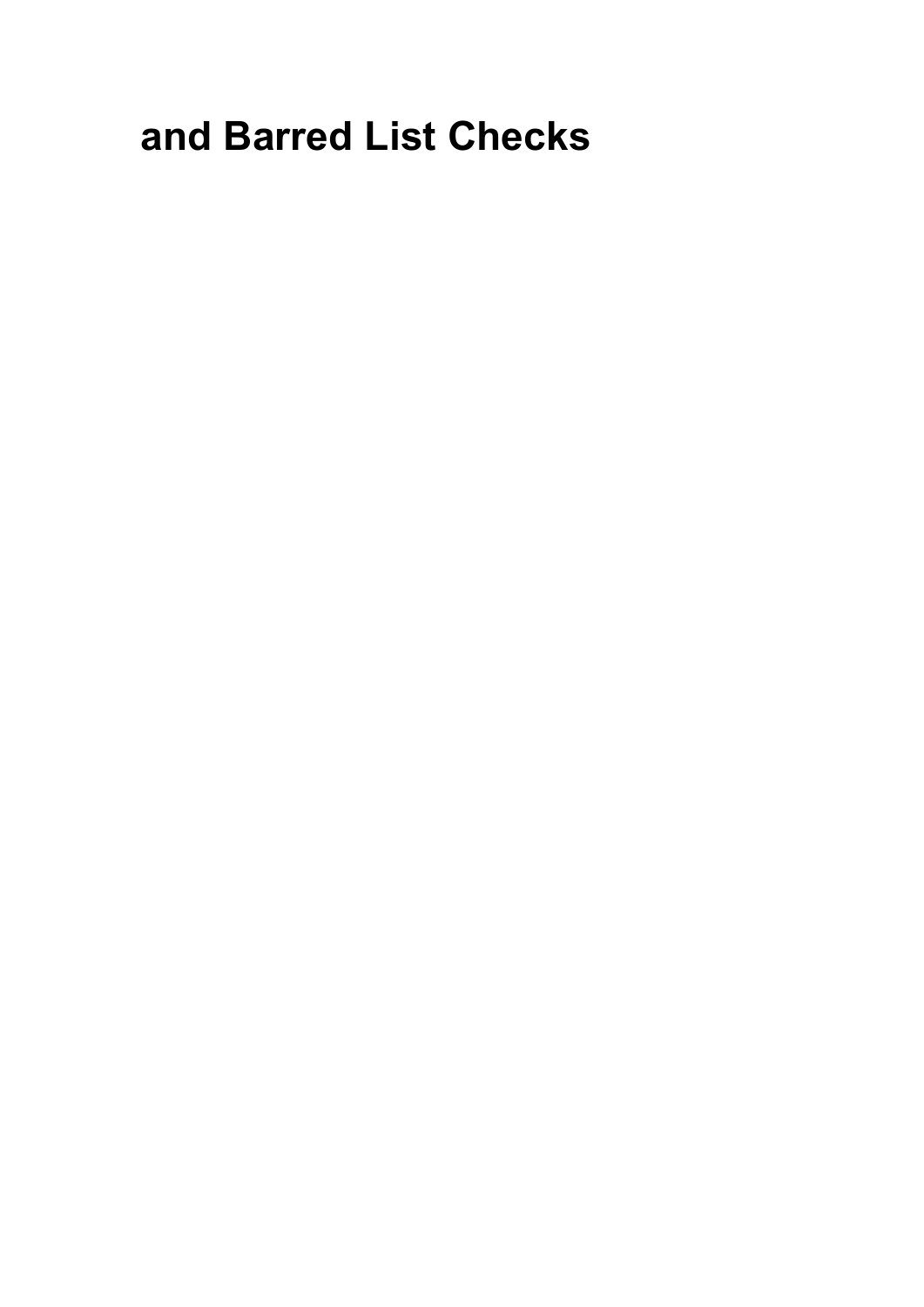# and Barred List Checks